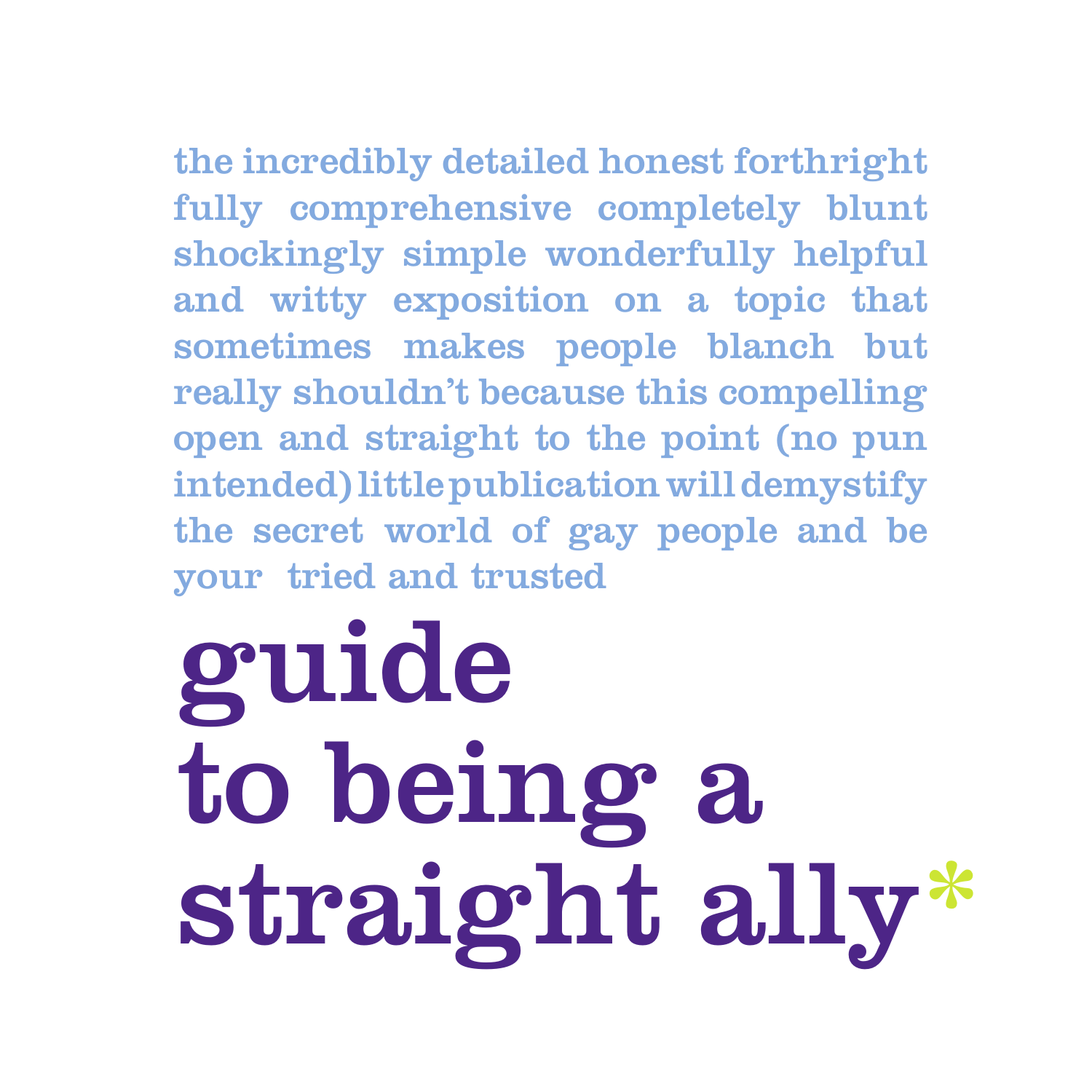the incredibly detailed honest forthright fully comprehensive completely blunt shockingly simple wonderfully helpful and witty exposition on a topic that sometimes makes people blanch but really shouldn't because this compelling open and straight to the point (no pun intended) little publication will demystify the secret world of gay people and be your tried and trusted

# guide to being a straight ally*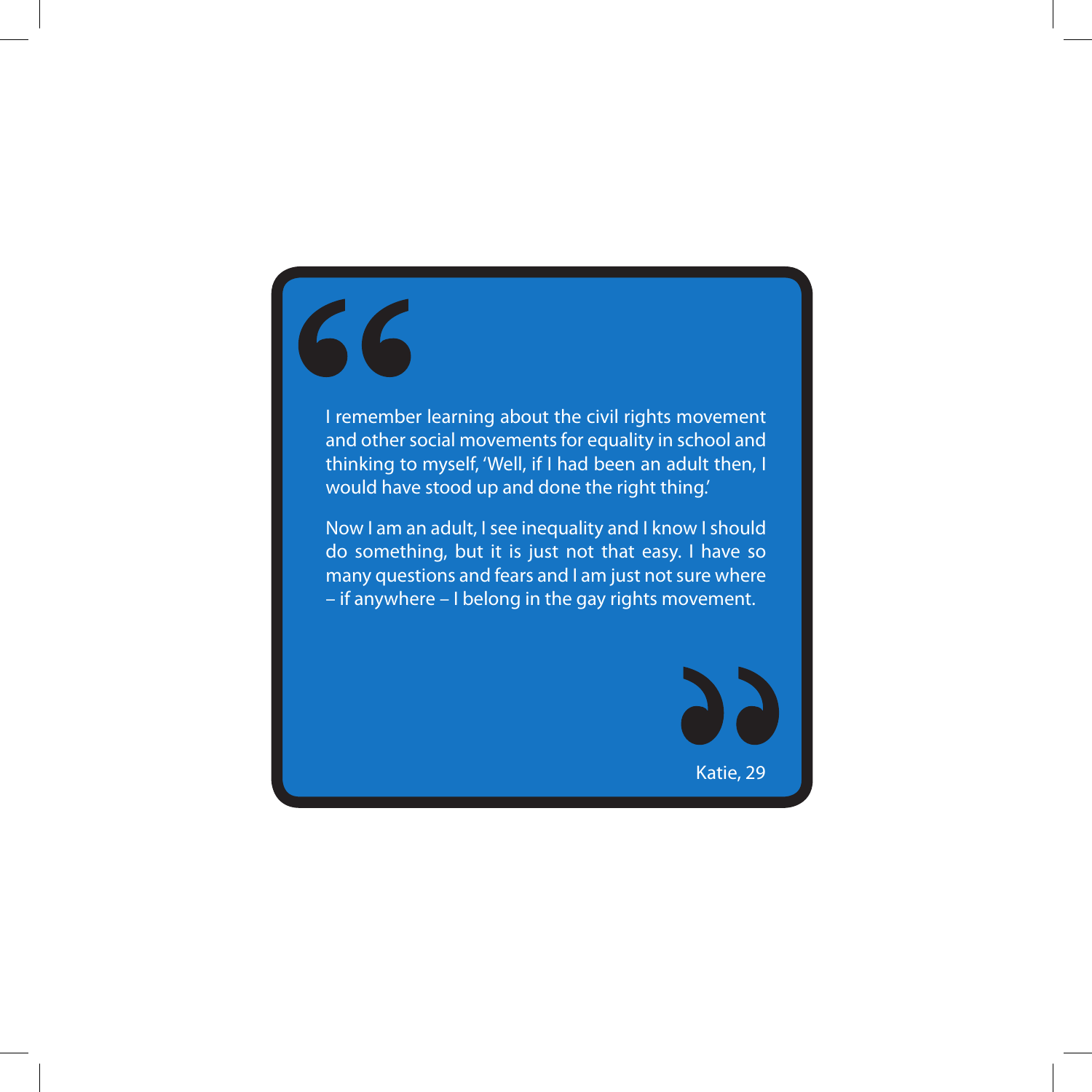> I remember learning about the civil rights movement and other social movements for equality in school and thinking to myself, 'Well, if I had been an adult then, I would have stood up and done the right thing.'
>
> Now I am an adult, I see inequality and I know I should do something, but it is just not that easy. I have so many questions and fears and I am just not sure where – if anywhere – I belong in the gay rights movement.
>
> Katie, 29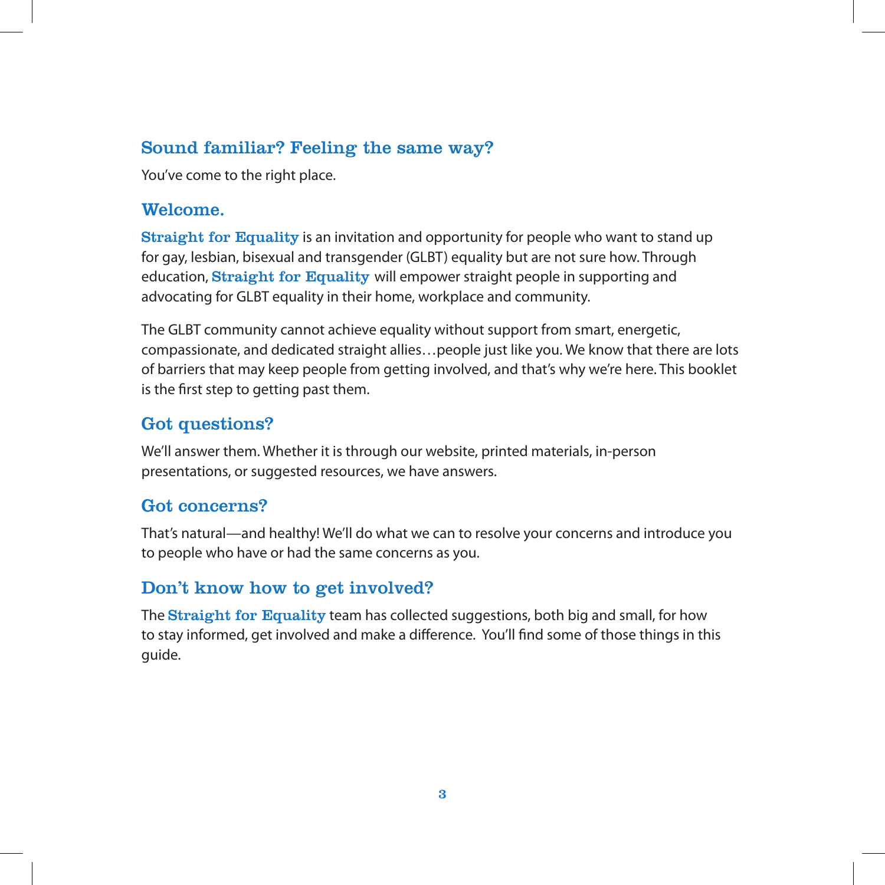## Sound familiar? Feeling the same way?

You've come to the right place.

## Welcome.

**Straight for Equality** is an invitation and opportunity for people who want to stand up for gay, lesbian, bisexual and transgender (GLBT) equality but are not sure how. Through education, **Straight for Equality** will empower straight people in supporting and advocating for GLBT equality in their home, workplace and community.

The GLBT community cannot achieve equality without support from smart, energetic, compassionate, and dedicated straight allies…people just like you. We know that there are lots of barriers that may keep people from getting involved, and that's why we're here. This booklet is the first step to getting past them.

## Got questions?

We'll answer them. Whether it is through our website, printed materials, in-person presentations, or suggested resources, we have answers.

## Got concerns?

That's natural—and healthy! We'll do what we can to resolve your concerns and introduce you to people who have or had the same concerns as you.

## Don't know how to get involved?

The **Straight for Equality** team has collected suggestions, both big and small, for how to stay informed, get involved and make a difference. You'll find some of those things in this guide.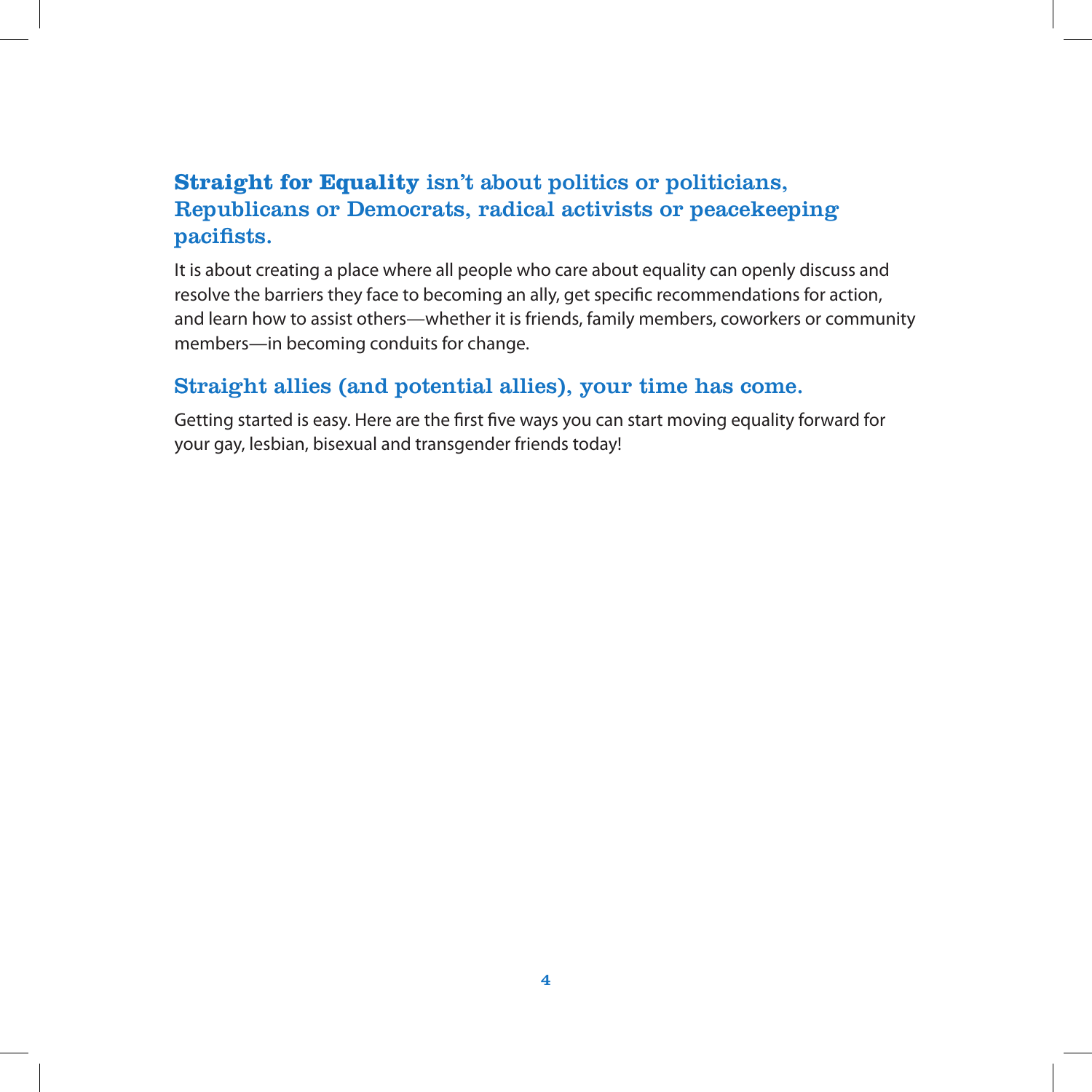## **Straight for Equality** isn't about politics or politicians, Republicans or Democrats, radical activists or peacekeeping pacifists.

It is about creating a place where all people who care about equality can openly discuss and resolve the barriers they face to becoming an ally, get specific recommendations for action, and learn how to assist others—whether it is friends, family members, coworkers or community members—in becoming conduits for change.

## Straight allies (and potential allies), your time has come.

Getting started is easy. Here are the first five ways you can start moving equality forward for your gay, lesbian, bisexual and transgender friends today!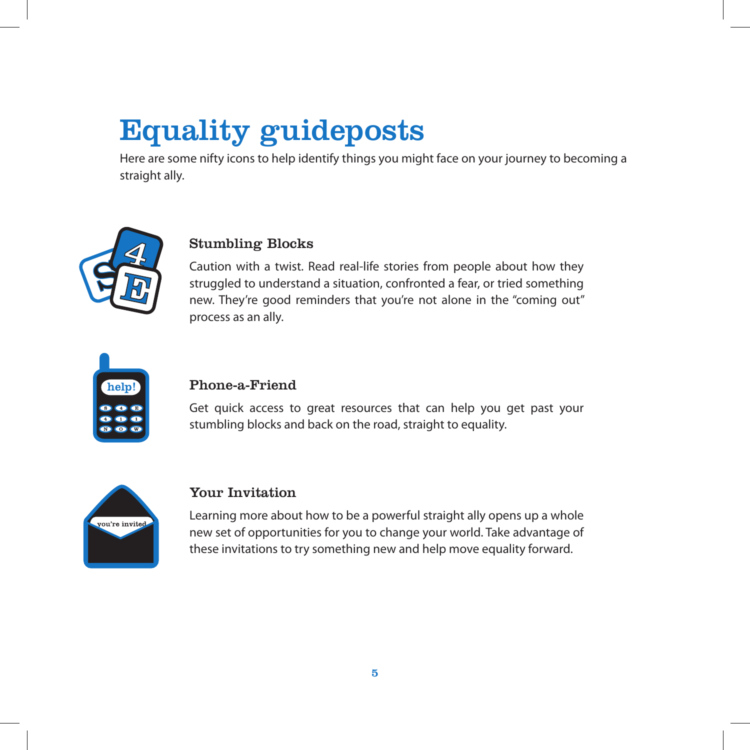# Equality guideposts

Here are some nifty icons to help identify things you might face on your journey to becoming a straight ally.

### Stumbling Blocks

Caution with a twist. Read real-life stories from people about how they struggled to understand a situation, confronted a fear, or tried something new. They're good reminders that you're not alone in the "coming out" process as an ally.

### Phone-a-Friend

Get quick access to great resources that can help you get past your stumbling blocks and back on the road, straight to equality.

### Your Invitation

Learning more about how to be a powerful straight ally opens up a whole new set of opportunities for you to change your world. Take advantage of these invitations to try something new and help move equality forward.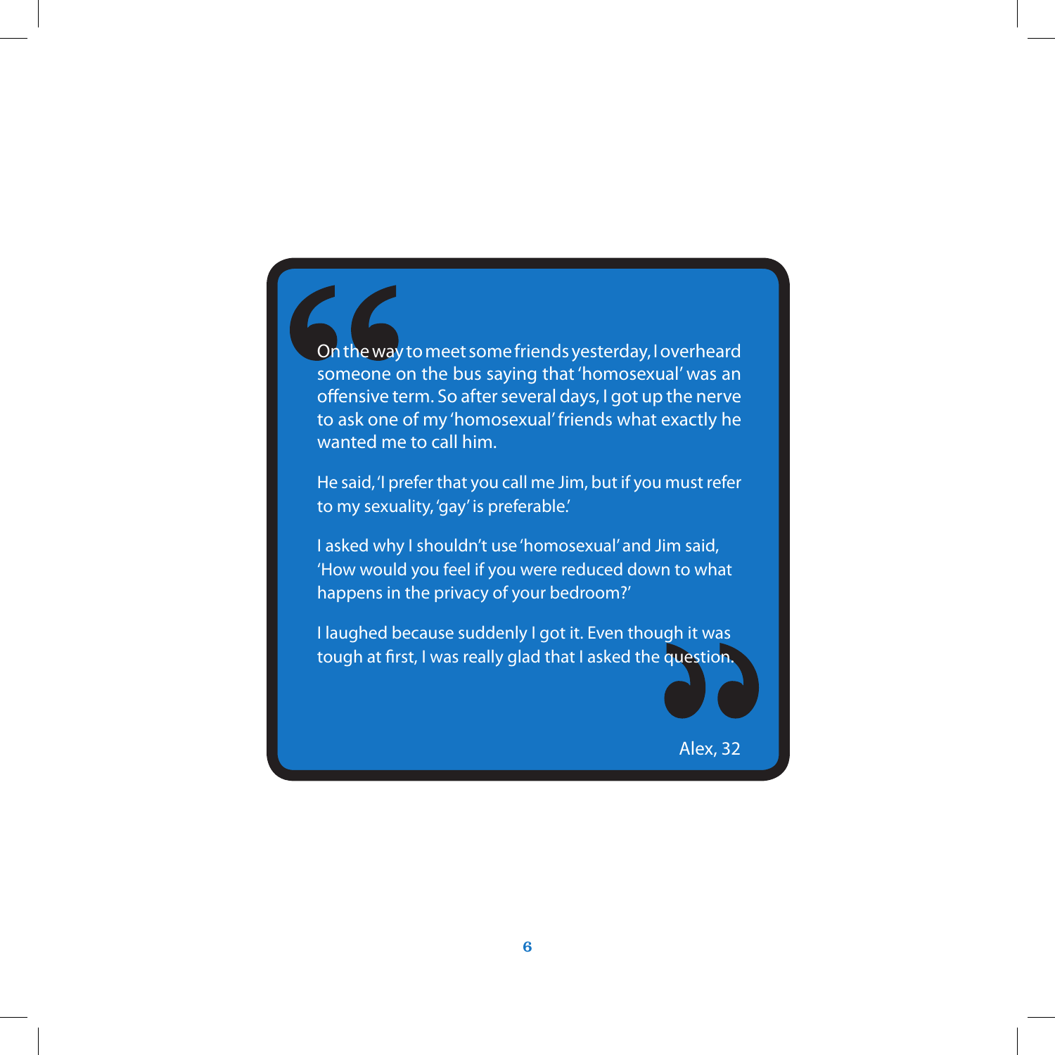> On the way to meet some friends yesterday, I overheard someone on the bus saying that 'homosexual' was an offensive term. So after several days, I got up the nerve to ask one of my 'homosexual' friends what exactly he wanted me to call him.
>
> He said, 'I prefer that you call me Jim, but if you must refer to my sexuality, 'gay' is preferable.'
>
> I asked why I shouldn't use 'homosexual' and Jim said, 'How would you feel if you were reduced down to what happens in the privacy of your bedroom?'
>
> I laughed because suddenly I got it. Even though it was tough at first, I was really glad that I asked the question.
>
> Alex, 32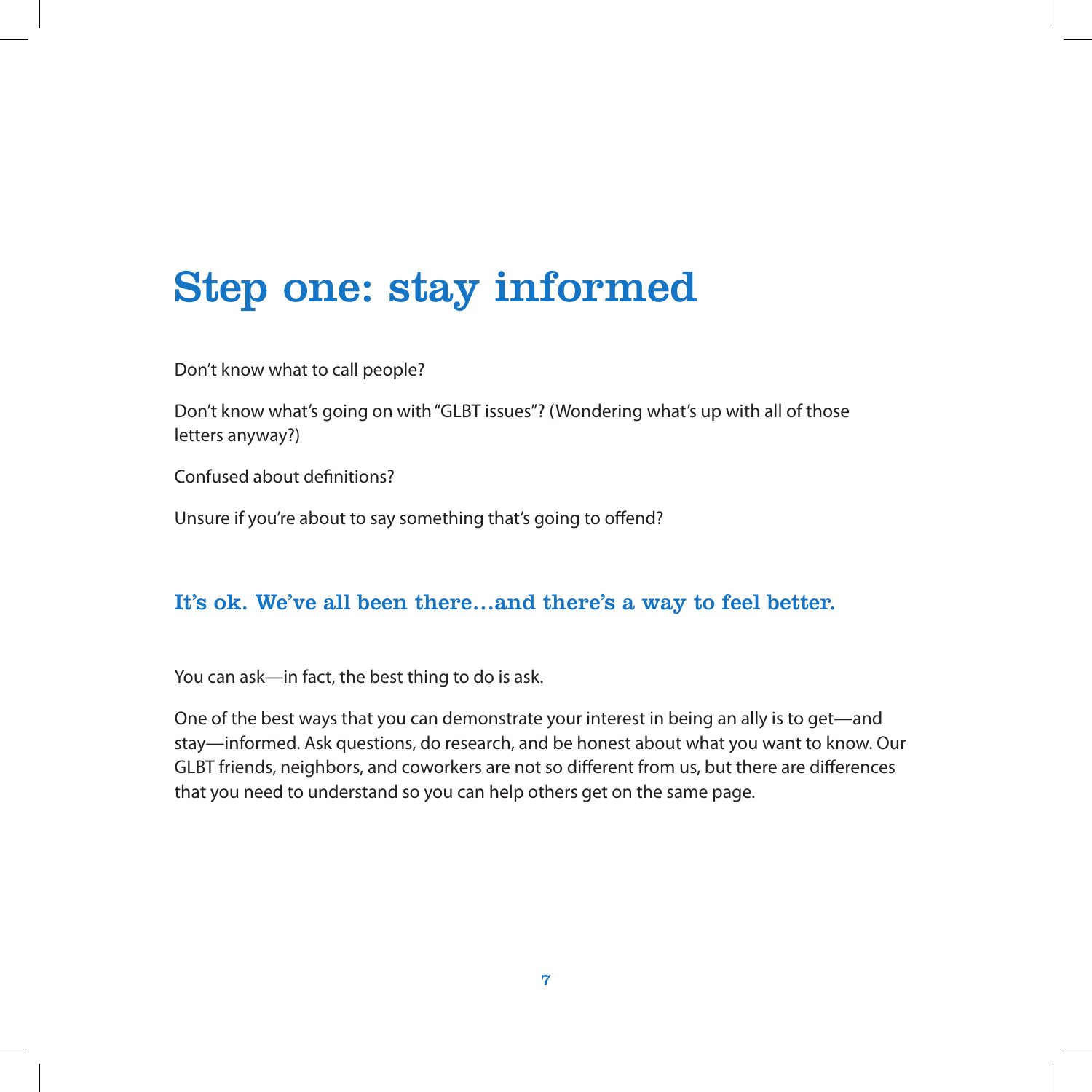# Step one: stay informed

Don't know what to call people?

Don't know what's going on with "GLBT issues"? (Wondering what's up with all of those letters anyway?)

Confused about definitions?

Unsure if you're about to say something that's going to offend?

## It's ok. We've all been there…and there's a way to feel better.

You can ask—in fact, the best thing to do is ask.

One of the best ways that you can demonstrate your interest in being an ally is to get—and stay—informed. Ask questions, do research, and be honest about what you want to know. Our GLBT friends, neighbors, and coworkers are not so different from us, but there are differences that you need to understand so you can help others get on the same page.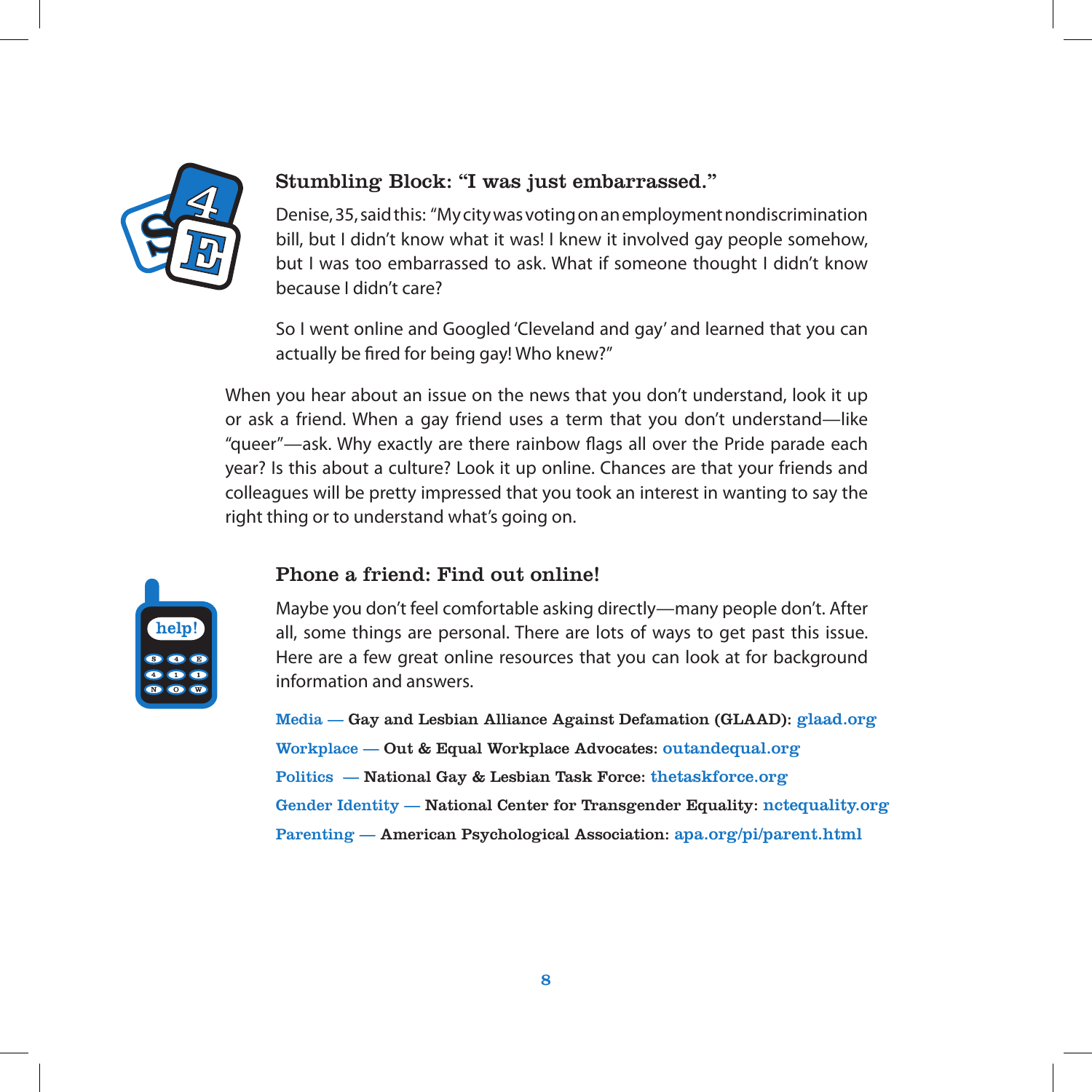### Stumbling Block: "I was just embarrassed."

Denise, 35, said this: "My city was voting on an employment nondiscrimination bill, but I didn't know what it was! I knew it involved gay people somehow, but I was too embarrassed to ask. What if someone thought I didn't know because I didn't care?

So I went online and Googled 'Cleveland and gay' and learned that you can actually be fired for being gay! Who knew?"

When you hear about an issue on the news that you don't understand, look it up or ask a friend. When a gay friend uses a term that you don't understand—like "queer"—ask. Why exactly are there rainbow flags all over the Pride parade each year? Is this about a culture? Look it up online. Chances are that your friends and colleagues will be pretty impressed that you took an interest in wanting to say the right thing or to understand what's going on.

### Phone a friend: Find out online!

Maybe you don't feel comfortable asking directly—many people don't. After all, some things are personal. There are lots of ways to get past this issue. Here are a few great online resources that you can look at for background information and answers.

Media — **Gay and Lesbian Alliance Against Defamation (GLAAD):** glaad.org

Workplace — **Out & Equal Workplace Advocates:** outandequal.org

Politics — **National Gay & Lesbian Task Force:** thetaskforce.org

Gender Identity — **National Center for Transgender Equality:** nctequality.org

Parenting — **American Psychological Association:** apa.org/pi/parent.html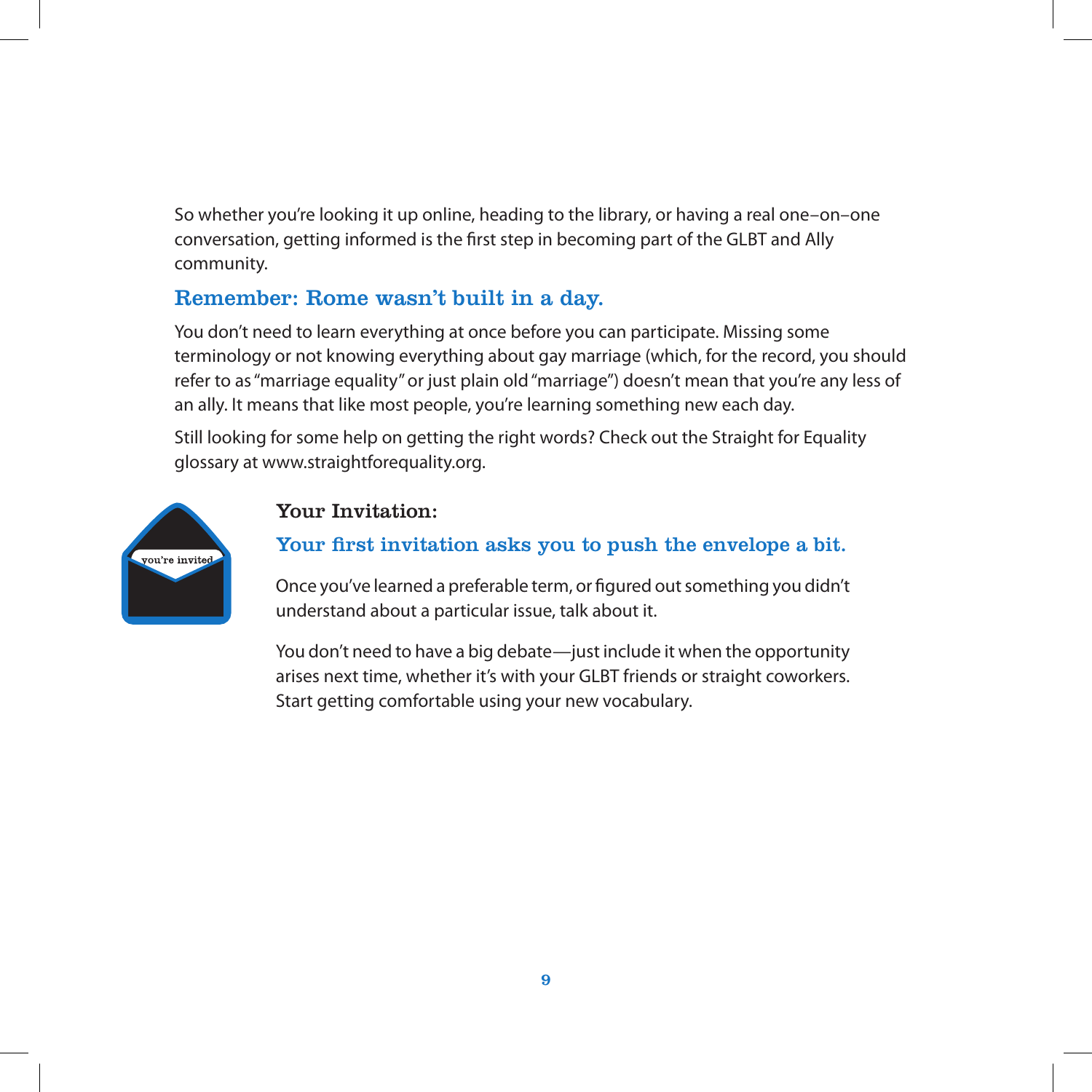So whether you're looking it up online, heading to the library, or having a real one–on–one conversation, getting informed is the first step in becoming part of the GLBT and Ally community.

## Remember: Rome wasn't built in a day.

You don't need to learn everything at once before you can participate. Missing some terminology or not knowing everything about gay marriage (which, for the record, you should refer to as "marriage equality" or just plain old "marriage") doesn't mean that you're any less of an ally. It means that like most people, you're learning something new each day.

Still looking for some help on getting the right words? Check out the Straight for Equality glossary at www.straightforequality.org.

### Your Invitation:

### Your first invitation asks you to push the envelope a bit.

Once you've learned a preferable term, or figured out something you didn't understand about a particular issue, talk about it.

You don't need to have a big debate—just include it when the opportunity arises next time, whether it's with your GLBT friends or straight coworkers. Start getting comfortable using your new vocabulary.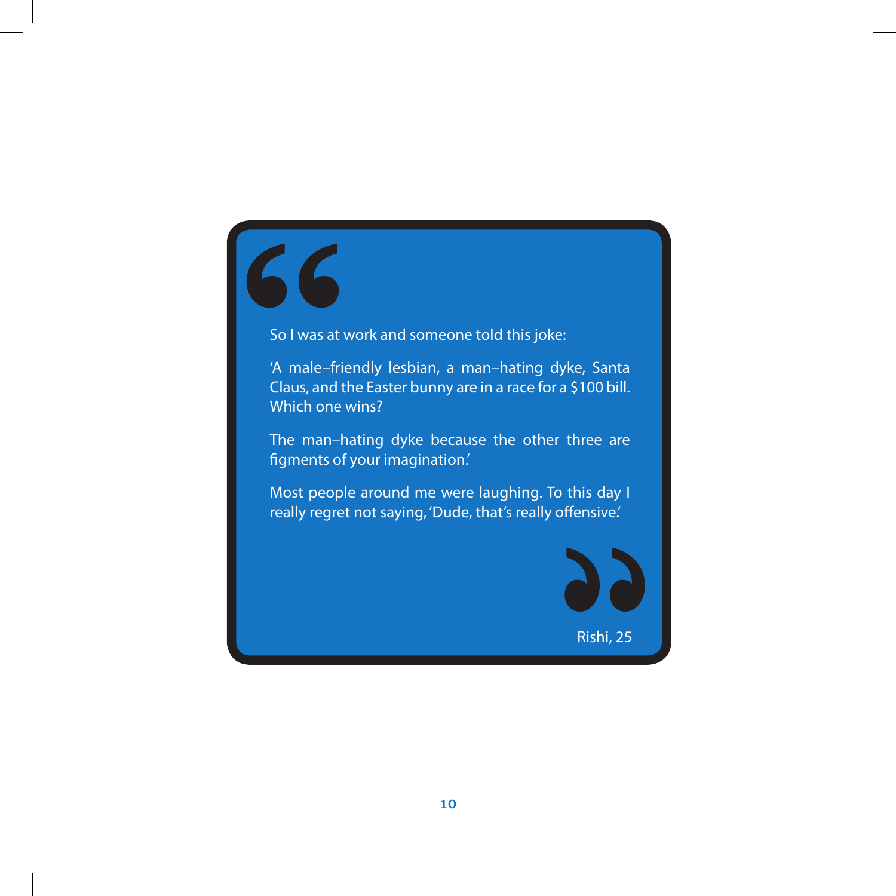So I was at work and someone told this joke:

'A male–friendly lesbian, a man–hating dyke, Santa Claus, and the Easter bunny are in a race for a $100 bill. Which one wins?

The man–hating dyke because the other three are figments of your imagination.'

Most people around me were laughing. To this day I really regret not saying, 'Dude, that's really offensive.'

Rishi, 25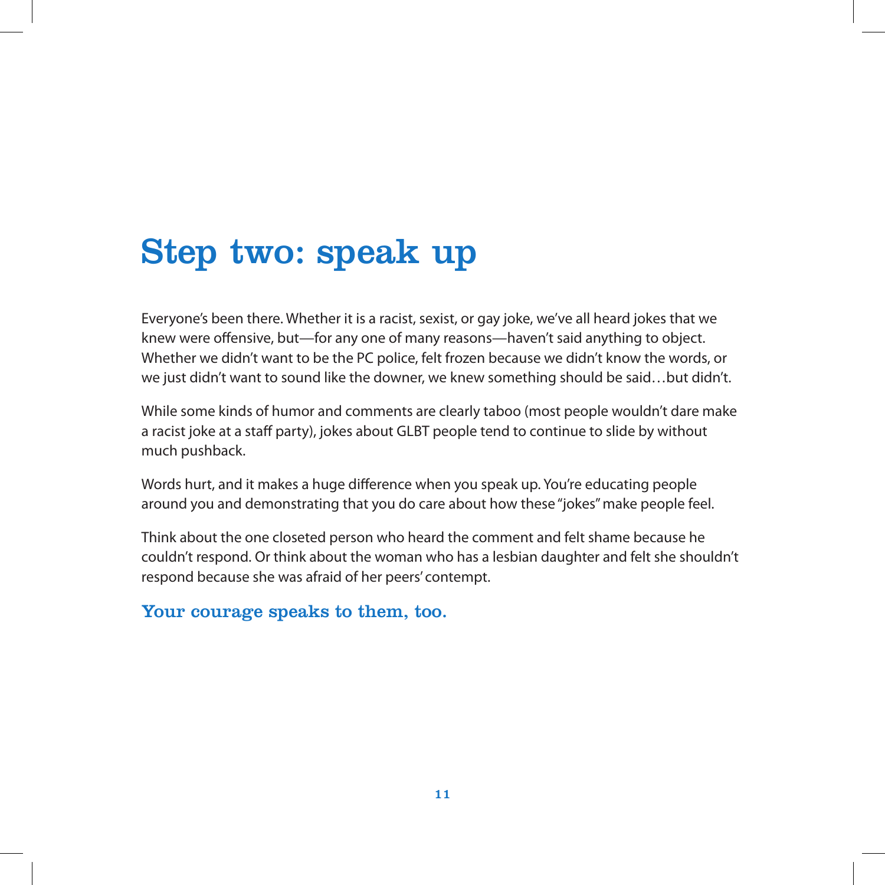# Step two: speak up

Everyone's been there. Whether it is a racist, sexist, or gay joke, we've all heard jokes that we knew were offensive, but—for any one of many reasons—haven't said anything to object. Whether we didn't want to be the PC police, felt frozen because we didn't know the words, or we just didn't want to sound like the downer, we knew something should be said…but didn't.

While some kinds of humor and comments are clearly taboo (most people wouldn't dare make a racist joke at a staff party), jokes about GLBT people tend to continue to slide by without much pushback.

Words hurt, and it makes a huge difference when you speak up. You're educating people around you and demonstrating that you do care about how these "jokes" make people feel.

Think about the one closeted person who heard the comment and felt shame because he couldn't respond. Or think about the woman who has a lesbian daughter and felt she shouldn't respond because she was afraid of her peers' contempt.

**Your courage speaks to them, too.**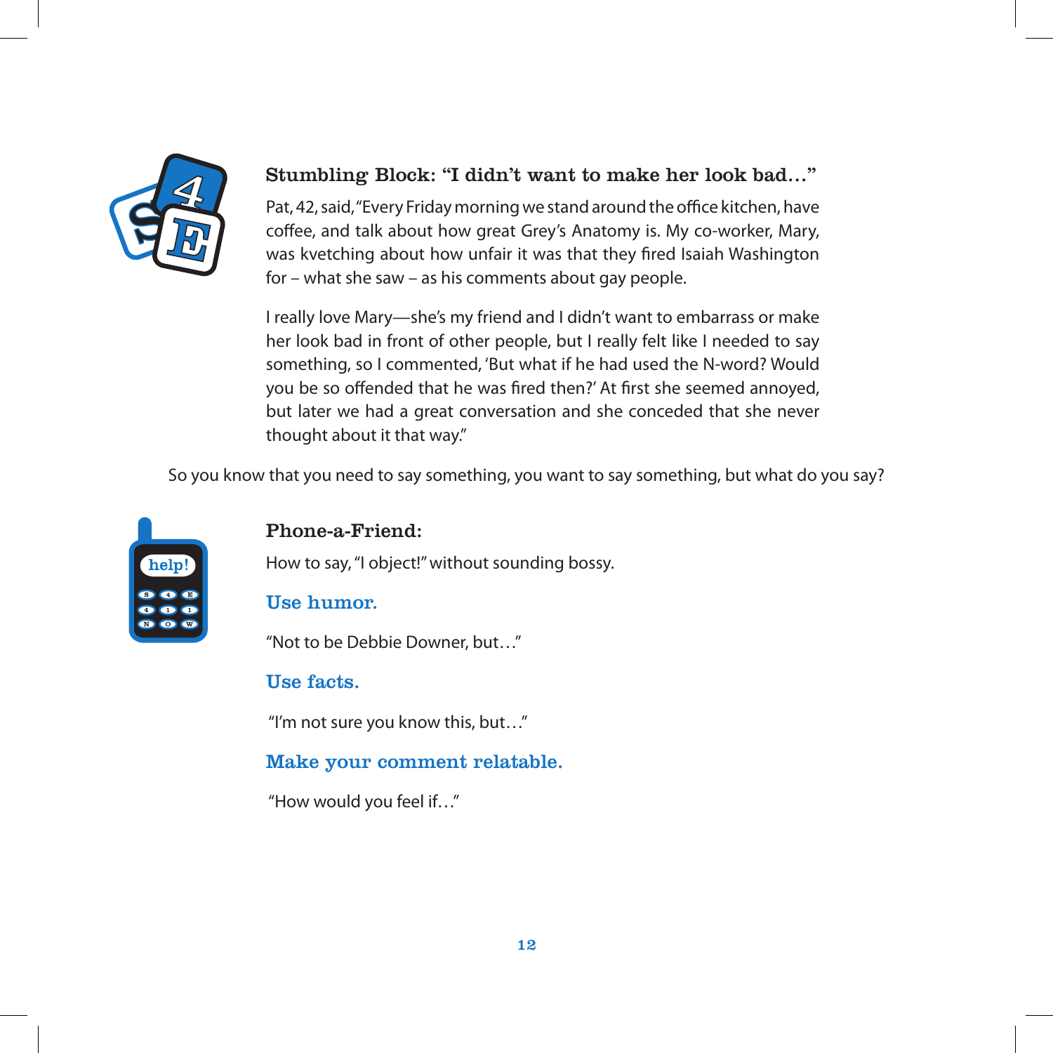### Stumbling Block: "I didn't want to make her look bad…"

Pat, 42, said, "Every Friday morning we stand around the office kitchen, have coffee, and talk about how great Grey's Anatomy is. My co-worker, Mary, was kvetching about how unfair it was that they fired Isaiah Washington for – what she saw – as his comments about gay people.

I really love Mary—she's my friend and I didn't want to embarrass or make her look bad in front of other people, but I really felt like I needed to say something, so I commented, 'But what if he had used the N-word? Would you be so offended that he was fired then?' At first she seemed annoyed, but later we had a great conversation and she conceded that she never thought about it that way."

So you know that you need to say something, you want to say something, but what do you say?

### Phone-a-Friend:

How to say, "I object!" without sounding bossy.

#### Use humor.

"Not to be Debbie Downer, but…"

#### Use facts.

"I'm not sure you know this, but…"

#### Make your comment relatable.

"How would you feel if…"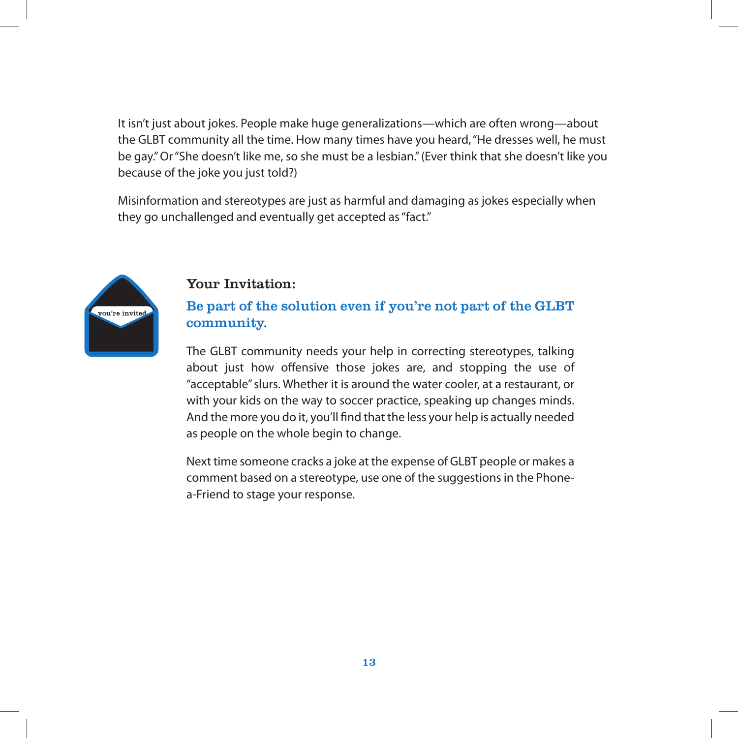It isn't just about jokes. People make huge generalizations—which are often wrong—about the GLBT community all the time. How many times have you heard, "He dresses well, he must be gay." Or "She doesn't like me, so she must be a lesbian." (Ever think that she doesn't like you because of the joke you just told?)

Misinformation and stereotypes are just as harmful and damaging as jokes especially when they go unchallenged and eventually get accepted as "fact."

you're invited

### Your Invitation:

### Be part of the solution even if you're not part of the GLBT community.

The GLBT community needs your help in correcting stereotypes, talking about just how offensive those jokes are, and stopping the use of "acceptable" slurs. Whether it is around the water cooler, at a restaurant, or with your kids on the way to soccer practice, speaking up changes minds. And the more you do it, you'll find that the less your help is actually needed as people on the whole begin to change.

Next time someone cracks a joke at the expense of GLBT people or makes a comment based on a stereotype, use one of the suggestions in the Phone-a-Friend to stage your response.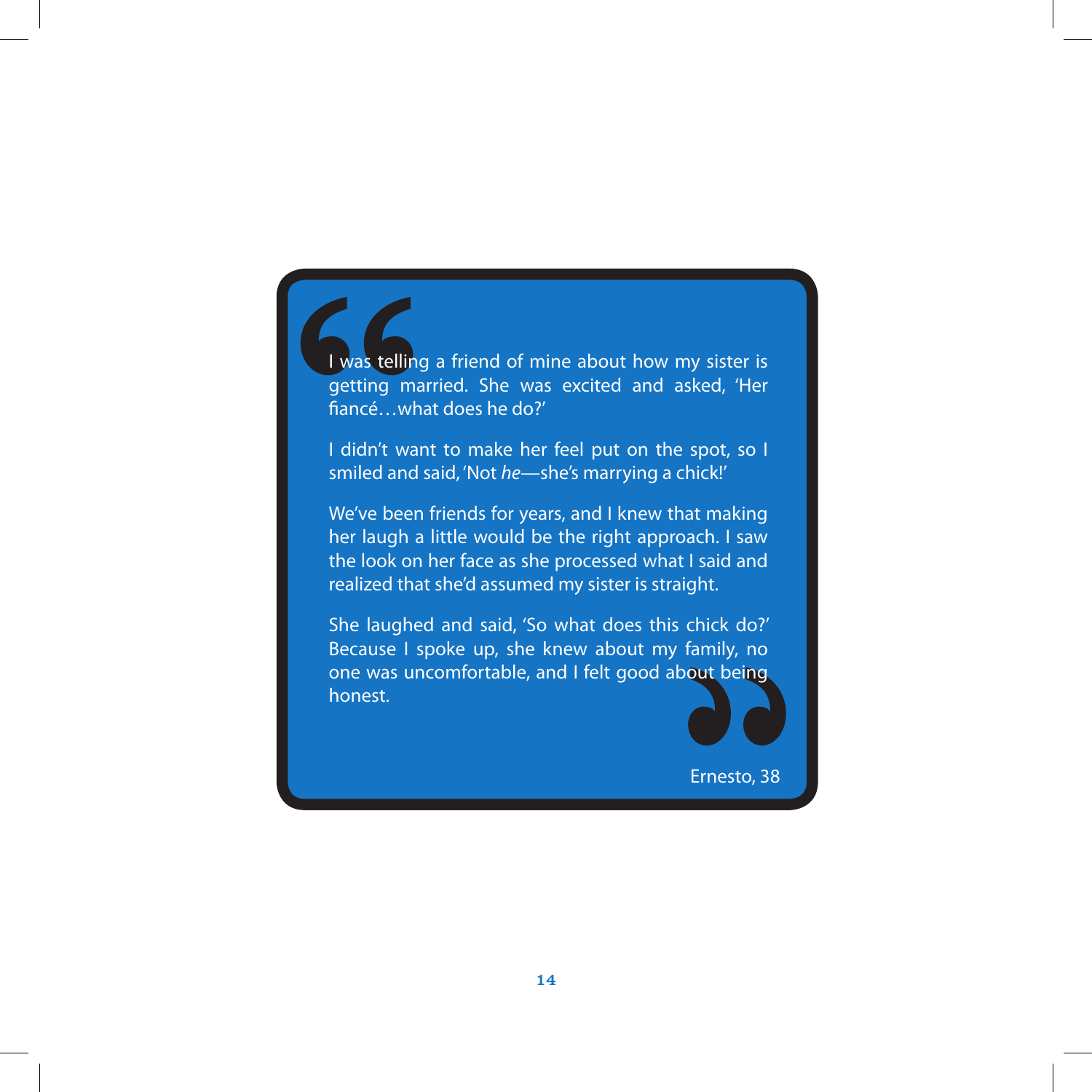> I was telling a friend of mine about how my sister is getting married. She was excited and asked, 'Her fiancé…what does he do?'
>
> I didn't want to make her feel put on the spot, so I smiled and said, 'Not *he*—she's marrying a chick!'
>
> We've been friends for years, and I knew that making her laugh a little would be the right approach. I saw the look on her face as she processed what I said and realized that she'd assumed my sister is straight.
>
> She laughed and said, 'So what does this chick do?' Because I spoke up, she knew about my family, no one was uncomfortable, and I felt good about being honest.
>
> Ernesto, 38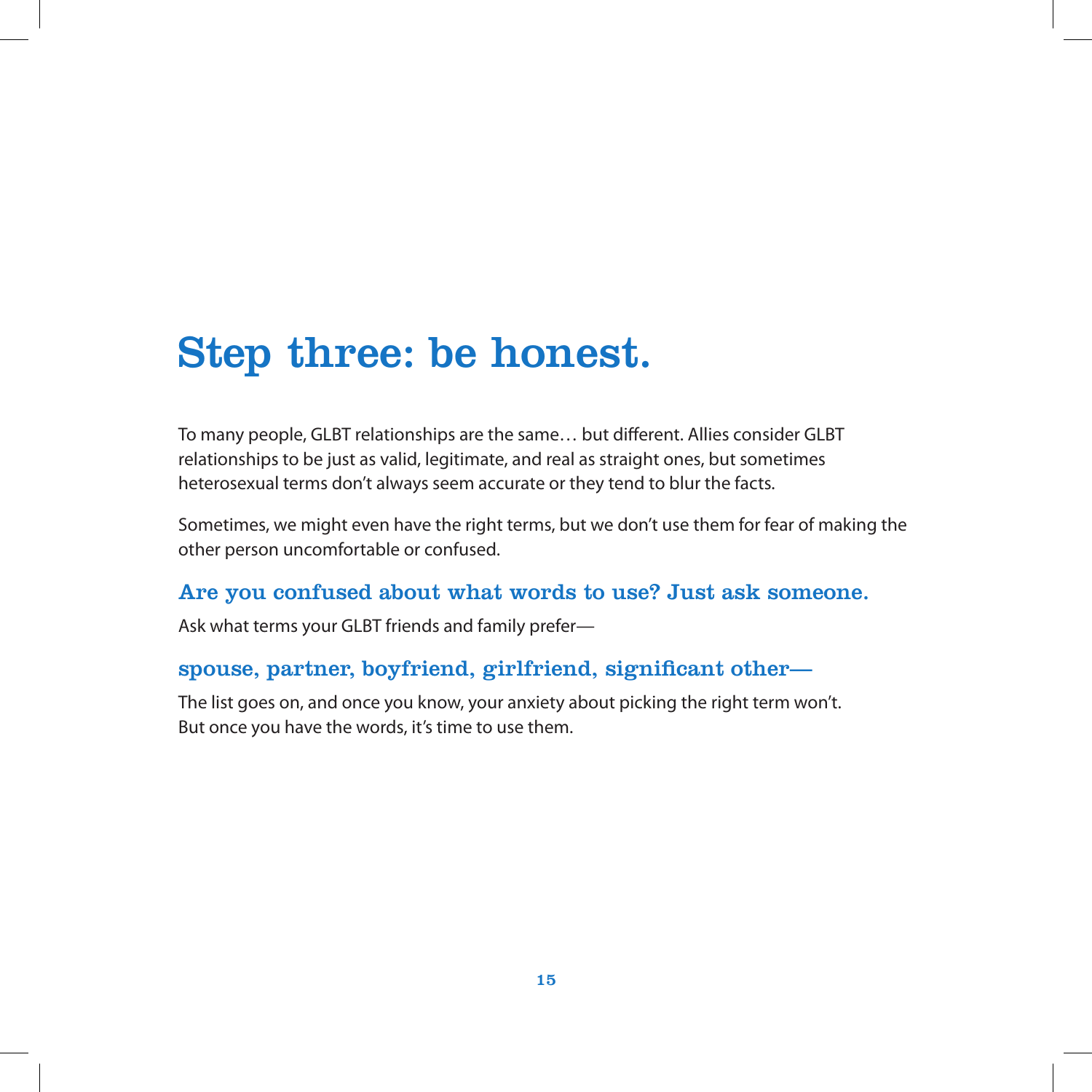# Step three: be honest.

To many people, GLBT relationships are the same… but different. Allies consider GLBT relationships to be just as valid, legitimate, and real as straight ones, but sometimes heterosexual terms don't always seem accurate or they tend to blur the facts.

Sometimes, we might even have the right terms, but we don't use them for fear of making the other person uncomfortable or confused.

## Are you confused about what words to use? Just ask someone.

Ask what terms your GLBT friends and family prefer—

## spouse, partner, boyfriend, girlfriend, significant other—

The list goes on, and once you know, your anxiety about picking the right term won't. But once you have the words, it's time to use them.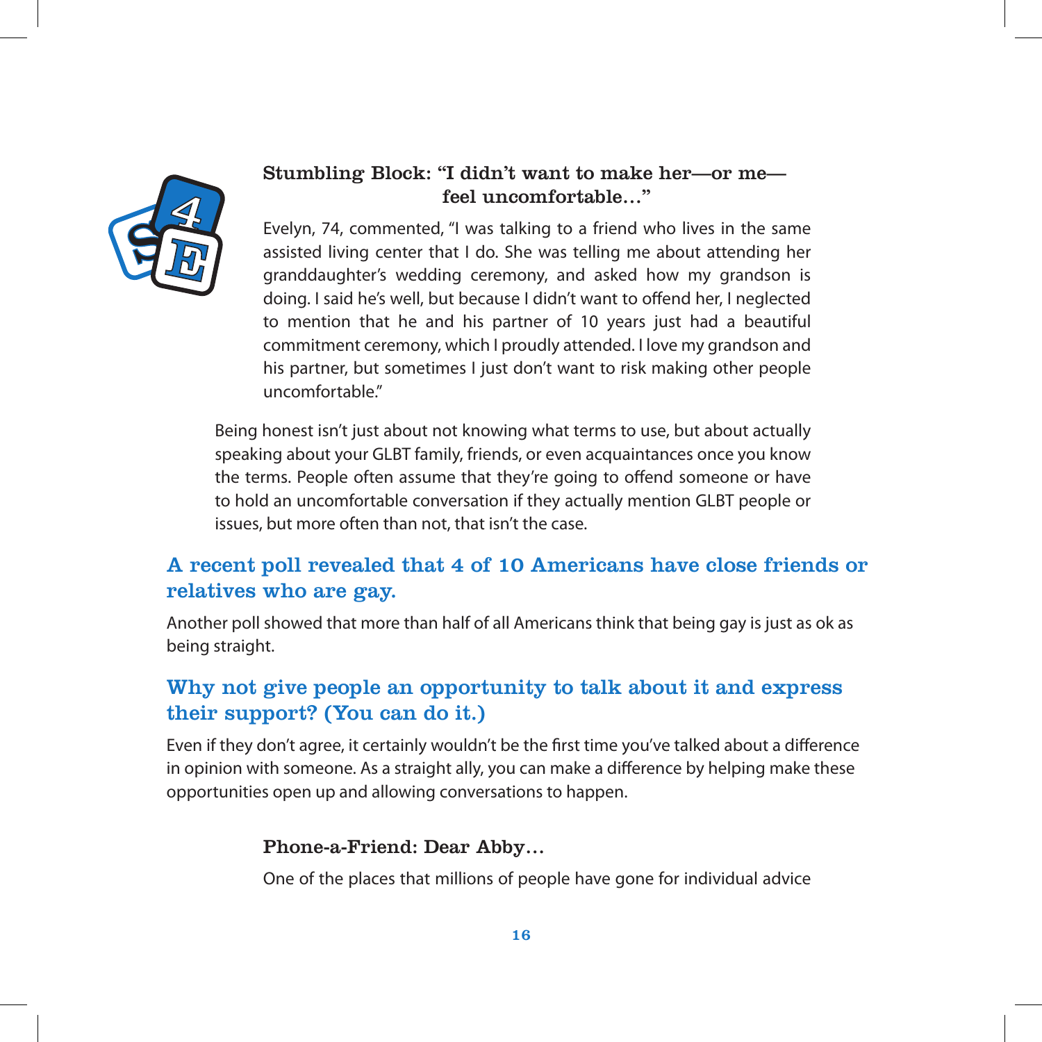### Stumbling Block: "I didn't want to make her—or me—feel uncomfortable…"

Evelyn, 74, commented, "I was talking to a friend who lives in the same assisted living center that I do. She was telling me about attending her granddaughter's wedding ceremony, and asked how my grandson is doing. I said he's well, but because I didn't want to offend her, I neglected to mention that he and his partner of 10 years just had a beautiful commitment ceremony, which I proudly attended. I love my grandson and his partner, but sometimes I just don't want to risk making other people uncomfortable."

Being honest isn't just about not knowing what terms to use, but about actually speaking about your GLBT family, friends, or even acquaintances once you know the terms. People often assume that they're going to offend someone or have to hold an uncomfortable conversation if they actually mention GLBT people or issues, but more often than not, that isn't the case.

## A recent poll revealed that 4 of 10 Americans have close friends or relatives who are gay.

Another poll showed that more than half of all Americans think that being gay is just as ok as being straight.

## Why not give people an opportunity to talk about it and express their support? (You can do it.)

Even if they don't agree, it certainly wouldn't be the first time you've talked about a difference in opinion with someone. As a straight ally, you can make a difference by helping make these opportunities open up and allowing conversations to happen.

### Phone-a-Friend: Dear Abby…

One of the places that millions of people have gone for individual advice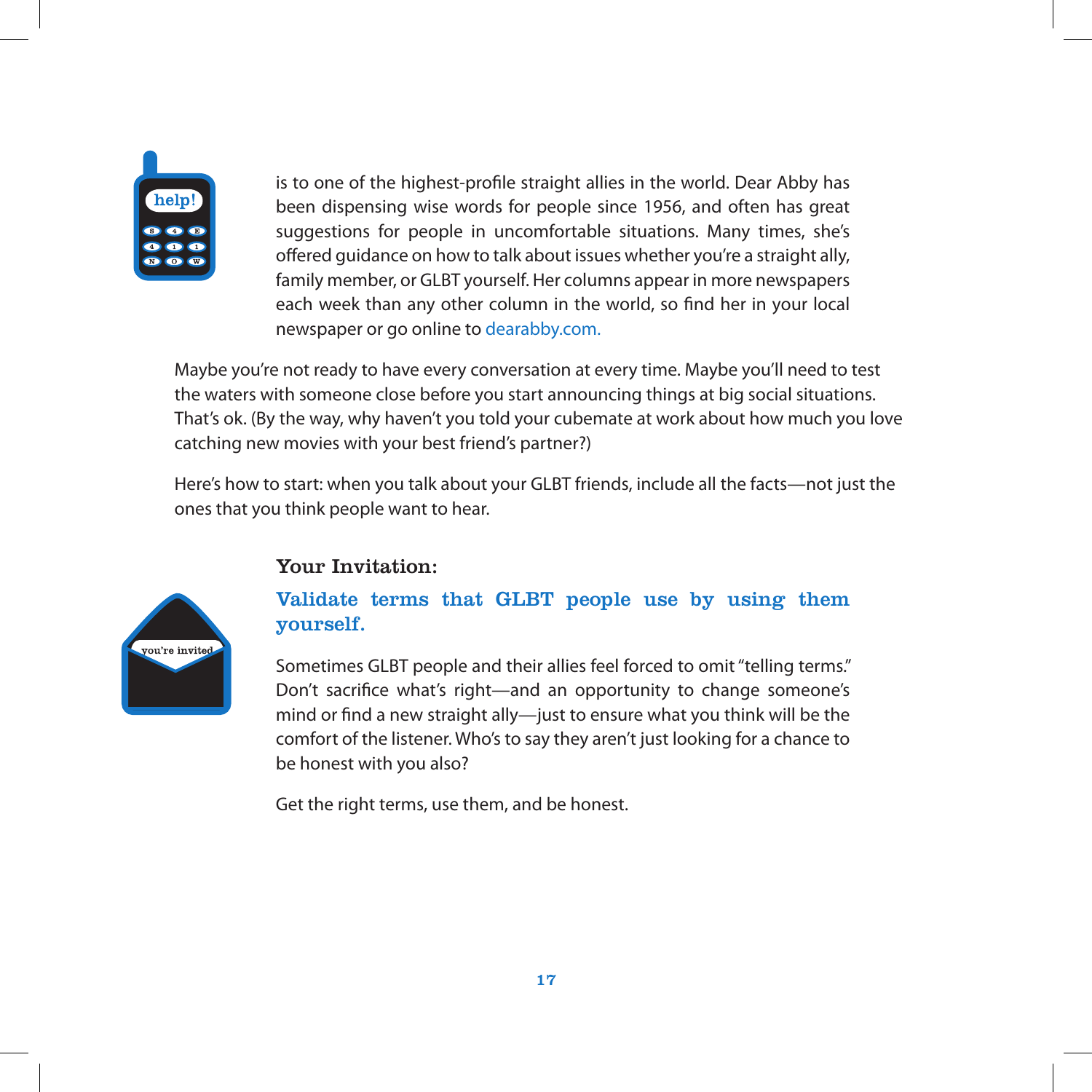is to one of the highest-profile straight allies in the world. Dear Abby has been dispensing wise words for people since 1956, and often has great suggestions for people in uncomfortable situations. Many times, she's offered guidance on how to talk about issues whether you're a straight ally, family member, or GLBT yourself. Her columns appear in more newspapers each week than any other column in the world, so find her in your local newspaper or go online to dearabby.com.

Maybe you're not ready to have every conversation at every time. Maybe you'll need to test the waters with someone close before you start announcing things at big social situations. That's ok. (By the way, why haven't you told your cubemate at work about how much you love catching new movies with your best friend's partner?)

Here's how to start: when you talk about your GLBT friends, include all the facts—not just the ones that you think people want to hear.

### Your Invitation:

### Validate terms that GLBT people use by using them yourself.

Sometimes GLBT people and their allies feel forced to omit "telling terms." Don't sacrifice what's right—and an opportunity to change someone's mind or find a new straight ally—just to ensure what you think will be the comfort of the listener. Who's to say they aren't just looking for a chance to be honest with you also?

Get the right terms, use them, and be honest.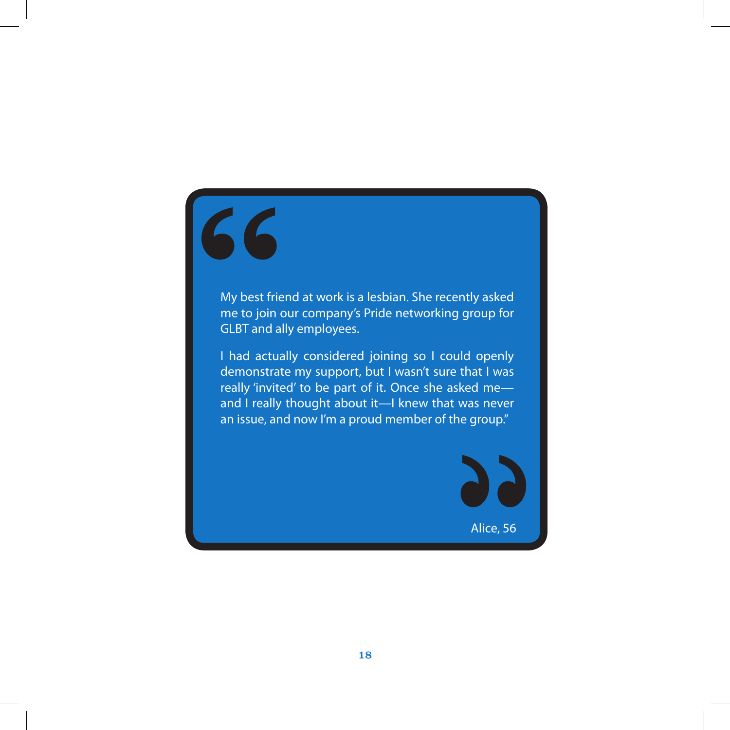> "My best friend at work is a lesbian. She recently asked me to join our company's Pride networking group for GLBT and ally employees.
>
> I had actually considered joining so I could openly demonstrate my support, but I wasn't sure that I was really 'invited' to be part of it. Once she asked me—and I really thought about it—I knew that was never an issue, and now I'm a proud member of the group."
>
> Alice, 56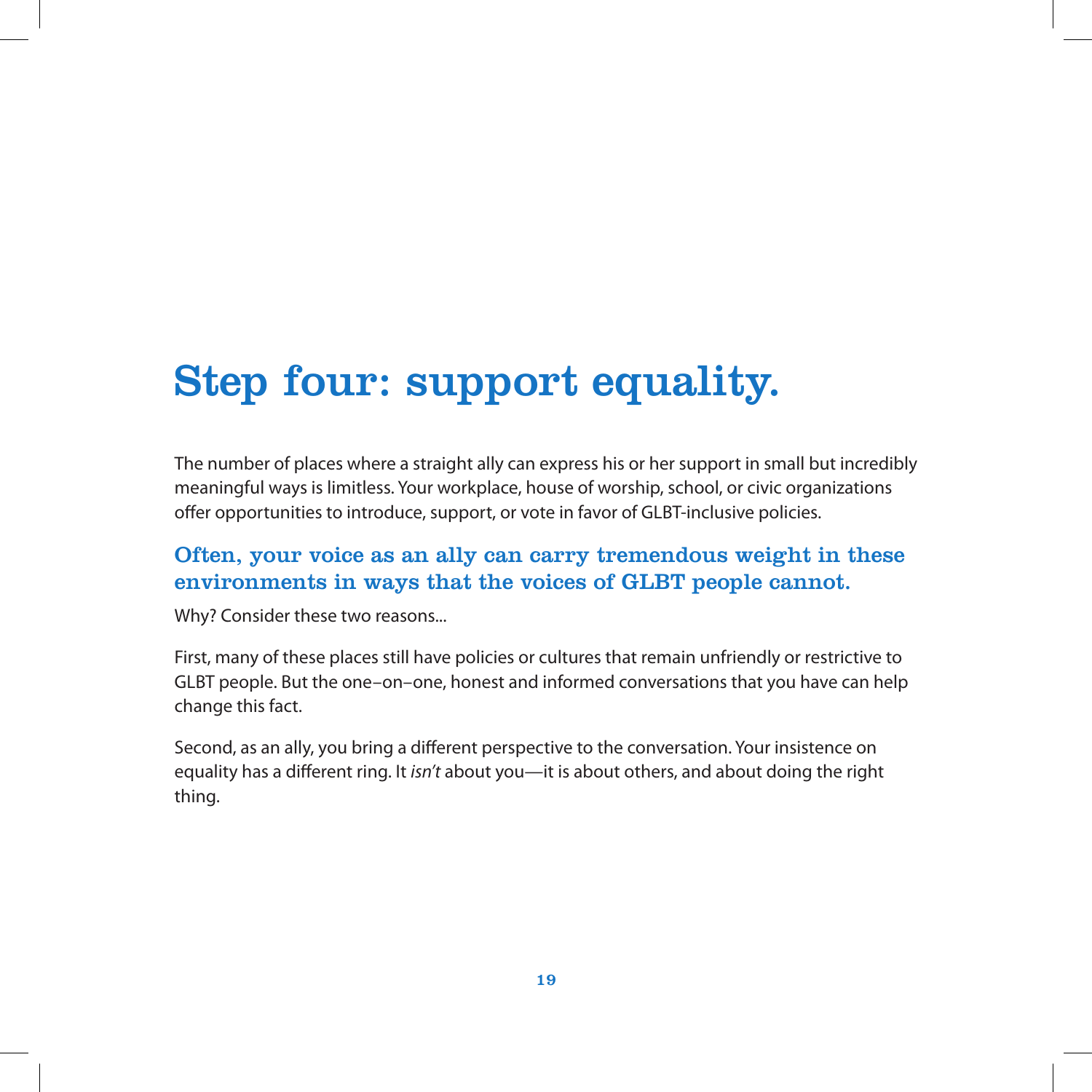# Step four: support equality.

The number of places where a straight ally can express his or her support in small but incredibly meaningful ways is limitless. Your workplace, house of worship, school, or civic organizations offer opportunities to introduce, support, or vote in favor of GLBT-inclusive policies.

## Often, your voice as an ally can carry tremendous weight in these environments in ways that the voices of GLBT people cannot.

Why? Consider these two reasons...

First, many of these places still have policies or cultures that remain unfriendly or restrictive to GLBT people. But the one–on–one, honest and informed conversations that you have can help change this fact.

Second, as an ally, you bring a different perspective to the conversation. Your insistence on equality has a different ring. It *isn't* about you—it is about others, and about doing the right thing.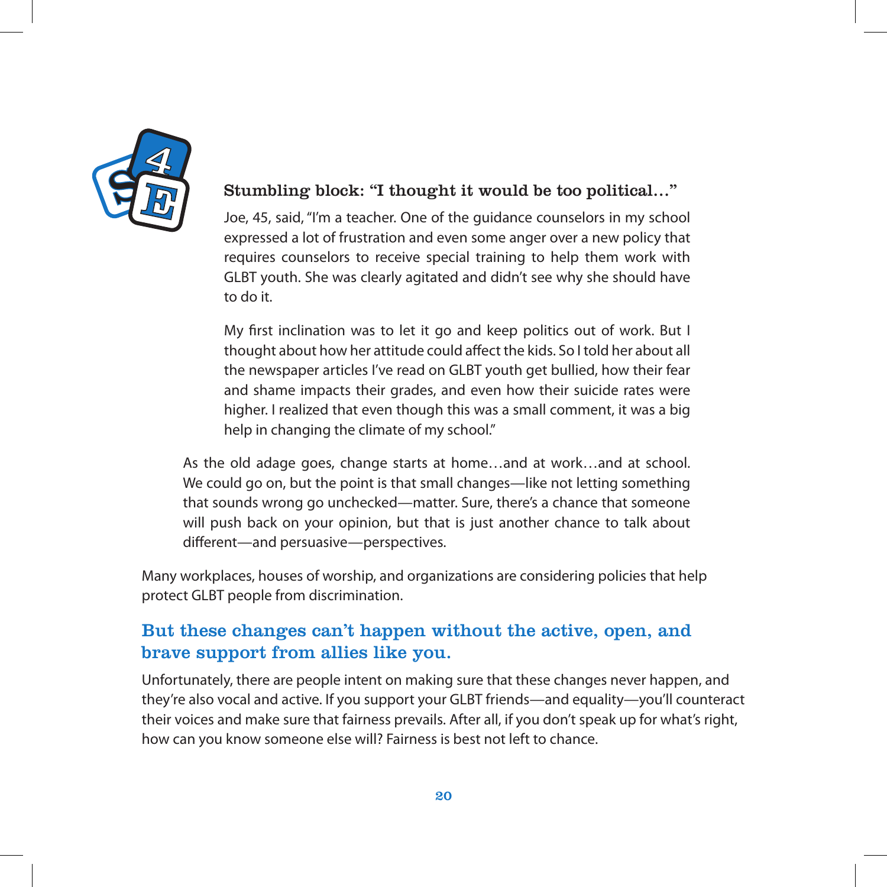### Stumbling block: "I thought it would be too political…"

Joe, 45, said, "I'm a teacher. One of the guidance counselors in my school expressed a lot of frustration and even some anger over a new policy that requires counselors to receive special training to help them work with GLBT youth. She was clearly agitated and didn't see why she should have to do it.

My first inclination was to let it go and keep politics out of work. But I thought about how her attitude could affect the kids. So I told her about all the newspaper articles I've read on GLBT youth get bullied, how their fear and shame impacts their grades, and even how their suicide rates were higher. I realized that even though this was a small comment, it was a big help in changing the climate of my school."

As the old adage goes, change starts at home…and at work…and at school. We could go on, but the point is that small changes—like not letting something that sounds wrong go unchecked—matter. Sure, there's a chance that someone will push back on your opinion, but that is just another chance to talk about different—and persuasive—perspectives.

Many workplaces, houses of worship, and organizations are considering policies that help protect GLBT people from discrimination.

## But these changes can't happen without the active, open, and brave support from allies like you.

Unfortunately, there are people intent on making sure that these changes never happen, and they're also vocal and active. If you support your GLBT friends—and equality—you'll counteract their voices and make sure that fairness prevails. After all, if you don't speak up for what's right, how can you know someone else will? Fairness is best not left to chance.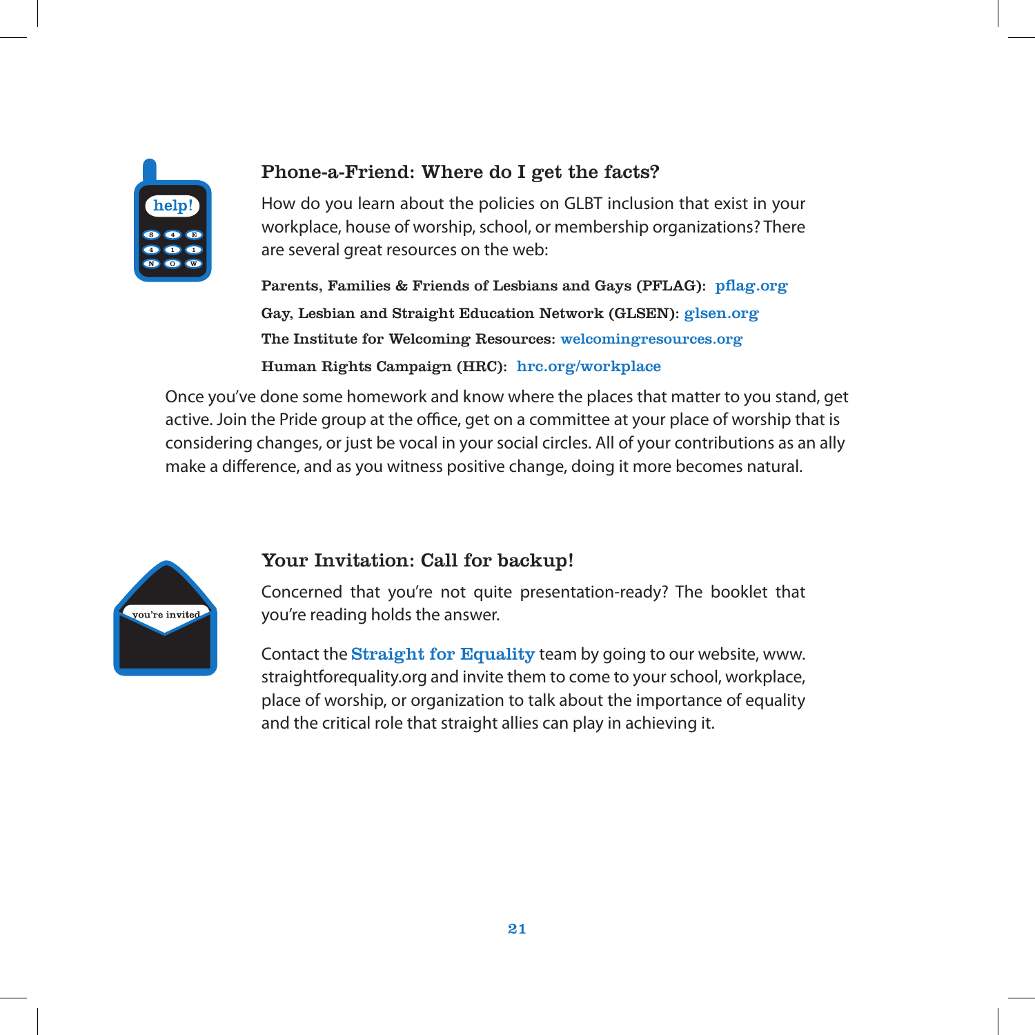## Phone-a-Friend: Where do I get the facts?

How do you learn about the policies on GLBT inclusion that exist in your workplace, house of worship, school, or membership organizations? There are several great resources on the web:

**Parents, Families & Friends of Lesbians and Gays (PFLAG):** pflag.org

**Gay, Lesbian and Straight Education Network (GLSEN):** glsen.org

**The Institute for Welcoming Resources:** welcomingresources.org

**Human Rights Campaign (HRC):** hrc.org/workplace

Once you've done some homework and know where the places that matter to you stand, get active. Join the Pride group at the office, get on a committee at your place of worship that is considering changes, or just be vocal in your social circles. All of your contributions as an ally make a difference, and as you witness positive change, doing it more becomes natural.

## Your Invitation: Call for backup!

Concerned that you're not quite presentation-ready? The booklet that you're reading holds the answer.

Contact the **Straight for Equality** team by going to our website, www.straightforequality.org and invite them to come to your school, workplace, place of worship, or organization to talk about the importance of equality and the critical role that straight allies can play in achieving it.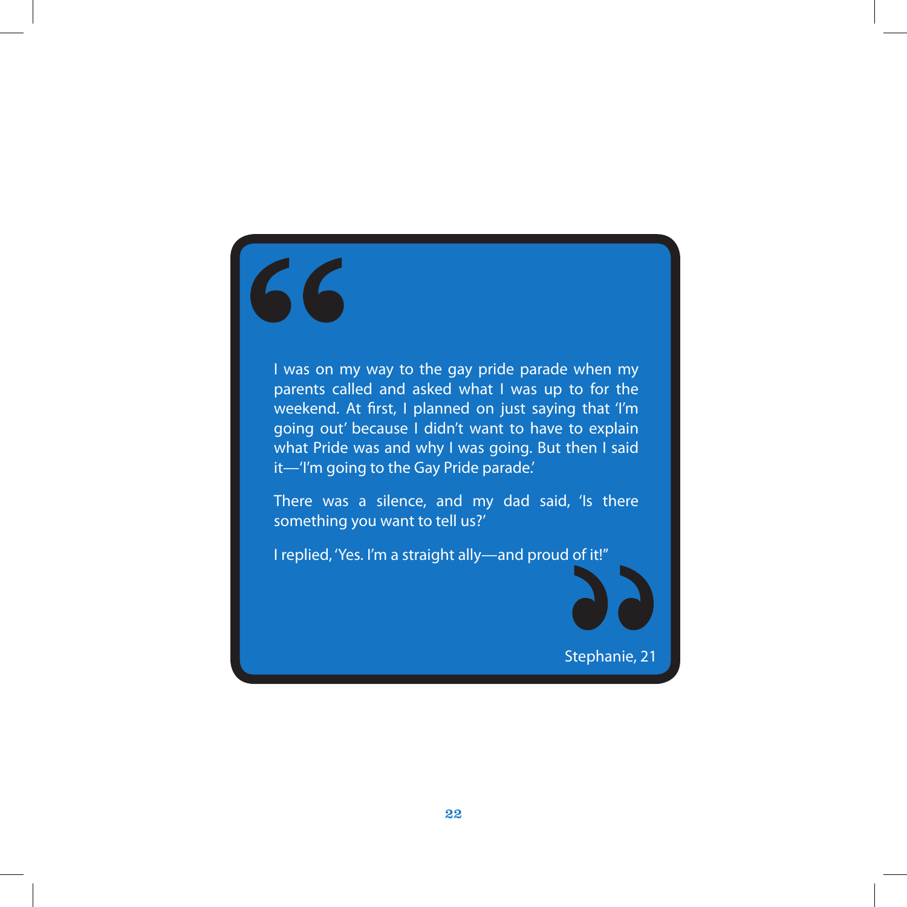I was on my way to the gay pride parade when my parents called and asked what I was up to for the weekend. At first, I planned on just saying that 'I'm going out' because I didn't want to have to explain what Pride was and why I was going. But then I said it—'I'm going to the Gay Pride parade.'

There was a silence, and my dad said, 'Is there something you want to tell us?'

I replied, 'Yes. I'm a straight ally—and proud of it!"

Stephanie, 21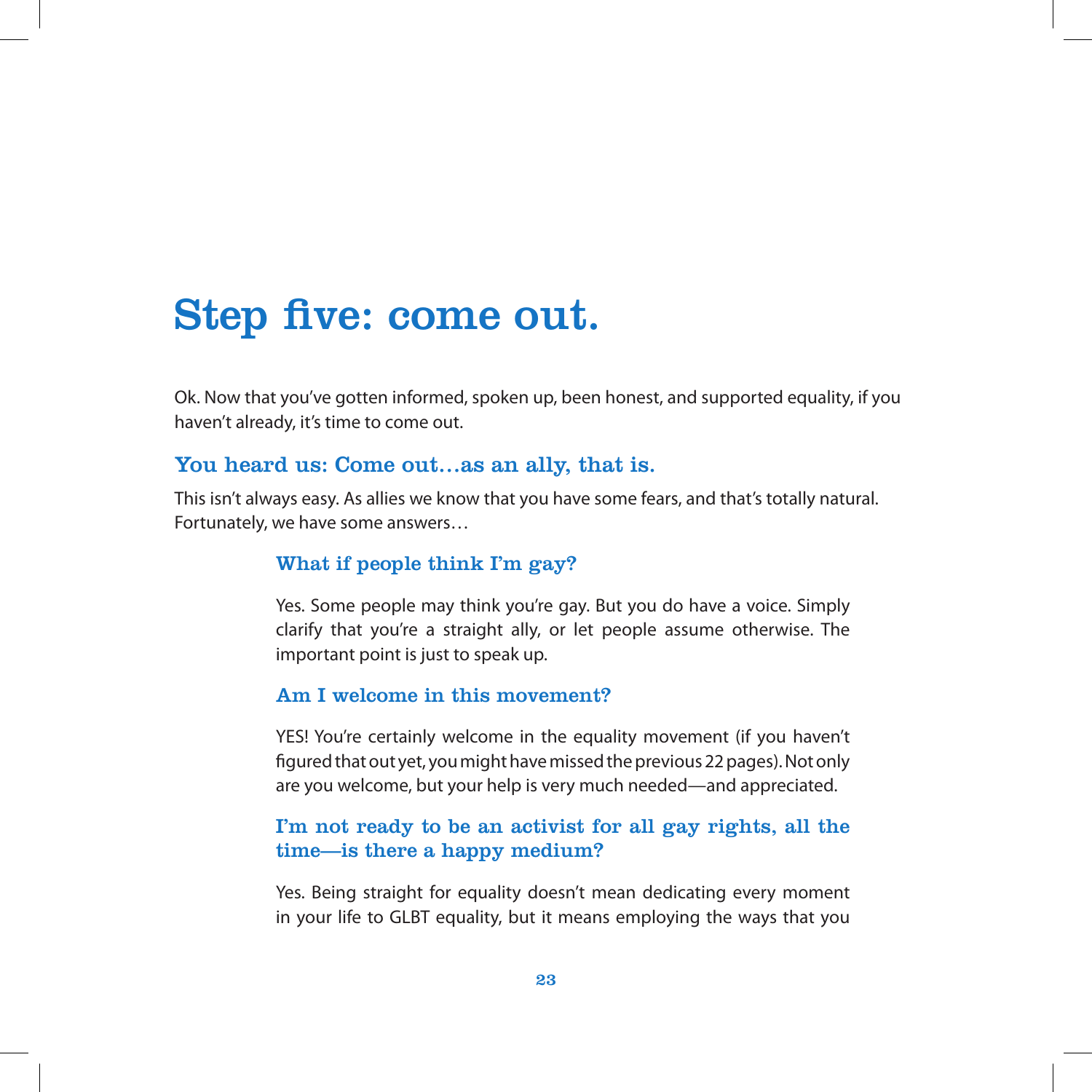# Step five: come out.

Ok. Now that you've gotten informed, spoken up, been honest, and supported equality, if you haven't already, it's time to come out.

## You heard us: Come out...as an ally, that is.

This isn't always easy. As allies we know that you have some fears, and that's totally natural. Fortunately, we have some answers…

### What if people think I'm gay?

Yes. Some people may think you're gay. But you do have a voice. Simply clarify that you're a straight ally, or let people assume otherwise. The important point is just to speak up.

### Am I welcome in this movement?

YES! You're certainly welcome in the equality movement (if you haven't figured that out yet, you might have missed the previous 22 pages). Not only are you welcome, but your help is very much needed—and appreciated.

### I'm not ready to be an activist for all gay rights, all the time—is there a happy medium?

Yes. Being straight for equality doesn't mean dedicating every moment in your life to GLBT equality, but it means employing the ways that you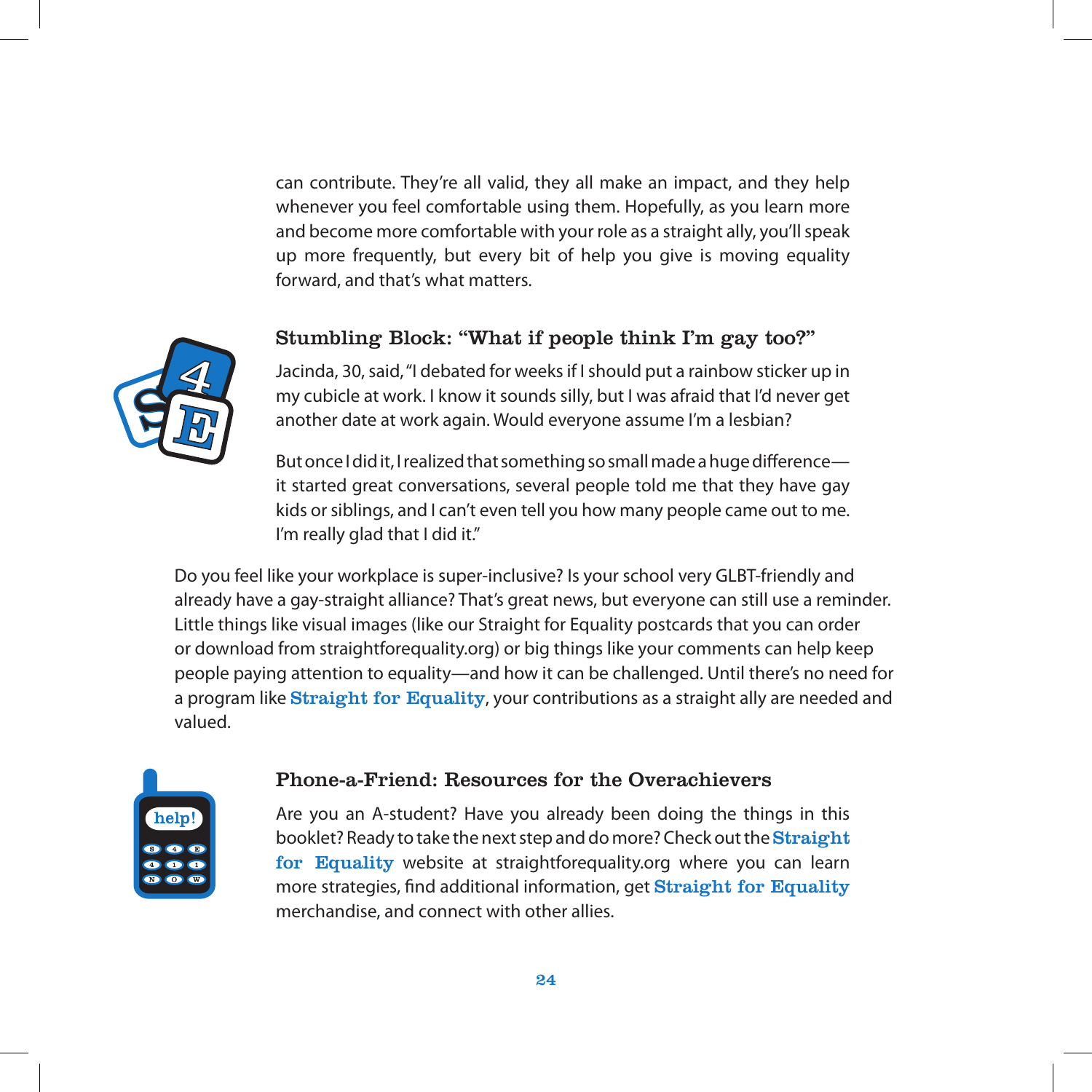can contribute. They're all valid, they all make an impact, and they help whenever you feel comfortable using them. Hopefully, as you learn more and become more comfortable with your role as a straight ally, you'll speak up more frequently, but every bit of help you give is moving equality forward, and that's what matters.

### Stumbling Block: "What if people think I'm gay too?"

Jacinda, 30, said, "I debated for weeks if I should put a rainbow sticker up in my cubicle at work. I know it sounds silly, but I was afraid that I'd never get another date at work again. Would everyone assume I'm a lesbian?

But once I did it, I realized that something so small made a huge difference—it started great conversations, several people told me that they have gay kids or siblings, and I can't even tell you how many people came out to me. I'm really glad that I did it."

Do you feel like your workplace is super-inclusive? Is your school very GLBT-friendly and already have a gay-straight alliance? That's great news, but everyone can still use a reminder. Little things like visual images (like our Straight for Equality postcards that you can order or download from straightforequality.org) or big things like your comments can help keep people paying attention to equality—and how it can be challenged. Until there's no need for a program like **Straight for Equality**, your contributions as a straight ally are needed and valued.

### Phone-a-Friend: Resources for the Overachievers

Are you an A-student? Have you already been doing the things in this booklet? Ready to take the next step and do more? Check out the **Straight for Equality** website at straightforequality.org where you can learn more strategies, find additional information, get **Straight for Equality** merchandise, and connect with other allies.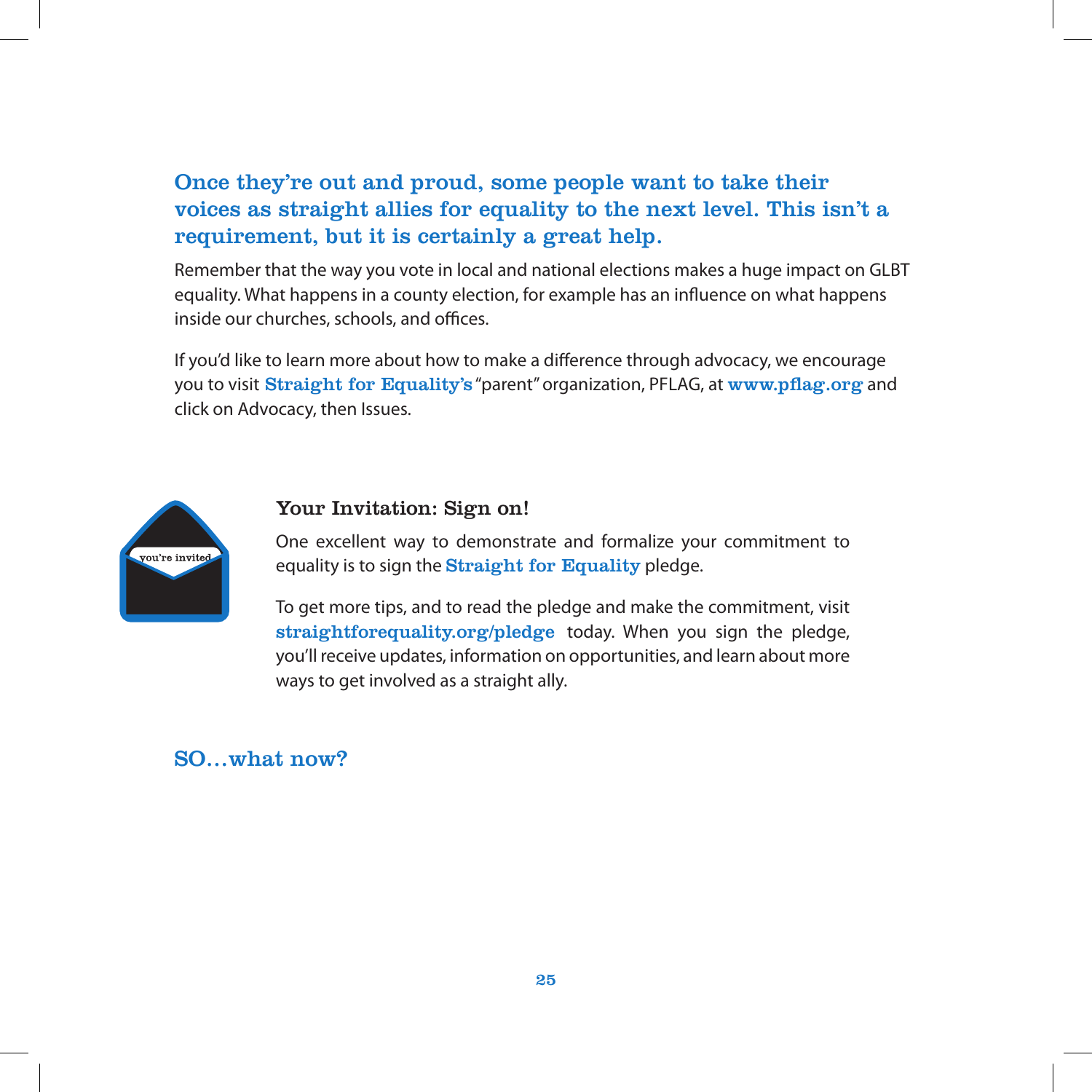## Once they're out and proud, some people want to take their voices as straight allies for equality to the next level. This isn't a requirement, but it is certainly a great help.

Remember that the way you vote in local and national elections makes a huge impact on GLBT equality. What happens in a county election, for example has an influence on what happens inside our churches, schools, and offices.

If you'd like to learn more about how to make a difference through advocacy, we encourage you to visit **Straight for Equality's** "parent" organization, PFLAG, at **www.pflag.org** and click on Advocacy, then Issues.

### Your Invitation: Sign on!

One excellent way to demonstrate and formalize your commitment to equality is to sign the **Straight for Equality** pledge.

To get more tips, and to read the pledge and make the commitment, visit **straightforequality.org/pledge** today. When you sign the pledge, you'll receive updates, information on opportunities, and learn about more ways to get involved as a straight ally.

## SO…what now?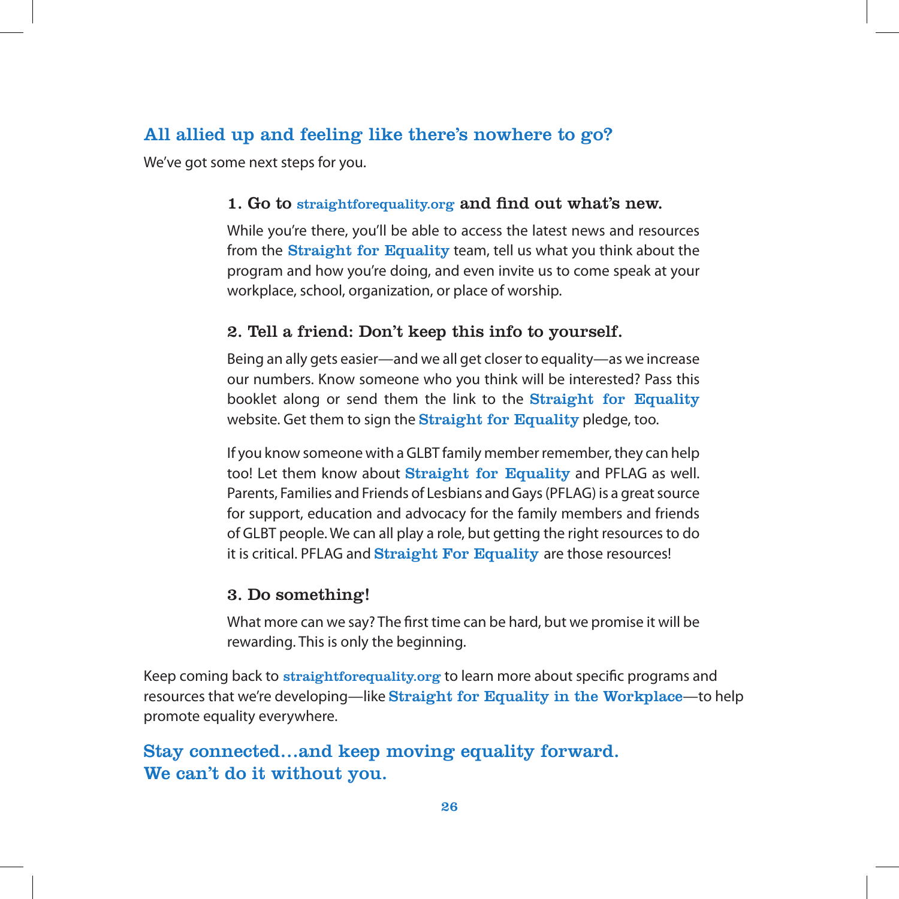## All allied up and feeling like there's nowhere to go?

We've got some next steps for you.

### 1. Go to straightforequality.org and find out what's new.

While you're there, you'll be able to access the latest news and resources from the **Straight for Equality** team, tell us what you think about the program and how you're doing, and even invite us to come speak at your workplace, school, organization, or place of worship.

### 2. Tell a friend: Don't keep this info to yourself.

Being an ally gets easier—and we all get closer to equality—as we increase our numbers. Know someone who you think will be interested? Pass this booklet along or send them the link to the **Straight for Equality** website. Get them to sign the **Straight for Equality** pledge, too.

If you know someone with a GLBT family member remember, they can help too! Let them know about **Straight for Equality** and PFLAG as well. Parents, Families and Friends of Lesbians and Gays (PFLAG) is a great source for support, education and advocacy for the family members and friends of GLBT people. We can all play a role, but getting the right resources to do it is critical. PFLAG and **Straight For Equality** are those resources!

### 3. Do something!

What more can we say? The first time can be hard, but we promise it will be rewarding. This is only the beginning.

Keep coming back to **straightforequality.org** to learn more about specific programs and resources that we're developing—like **Straight for Equality in the Workplace**—to help promote equality everywhere.

## Stay connected…and keep moving equality forward. We can't do it without you.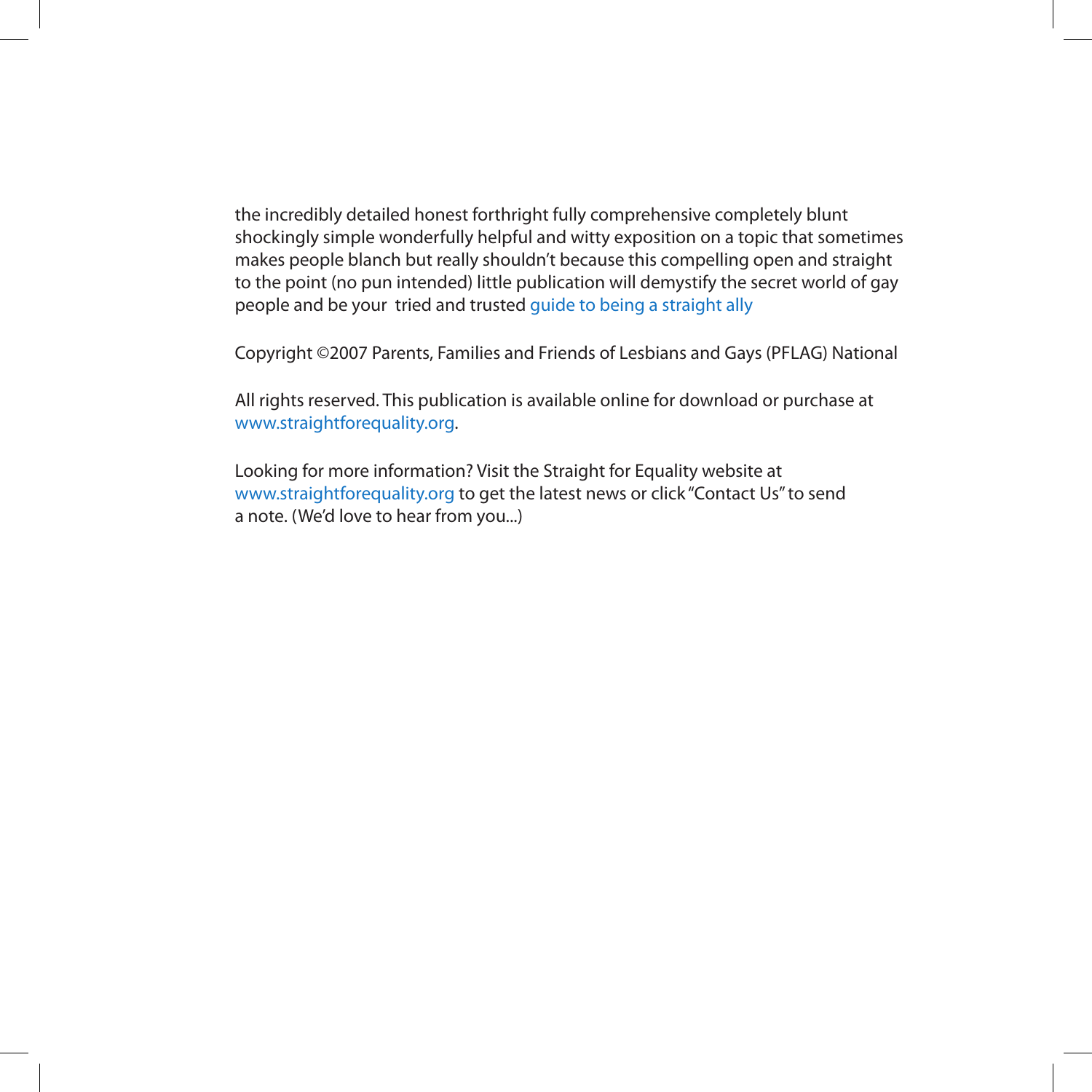the incredibly detailed honest forthright fully comprehensive completely blunt shockingly simple wonderfully helpful and witty exposition on a topic that sometimes makes people blanch but really shouldn't because this compelling open and straight to the point (no pun intended) little publication will demystify the secret world of gay people and be your tried and trusted guide to being a straight ally

Copyright ©2007 Parents, Families and Friends of Lesbians and Gays (PFLAG) National

All rights reserved. This publication is available online for download or purchase at www.straightforequality.org.

Looking for more information? Visit the Straight for Equality website at www.straightforequality.org to get the latest news or click "Contact Us" to send a note. (We'd love to hear from you...)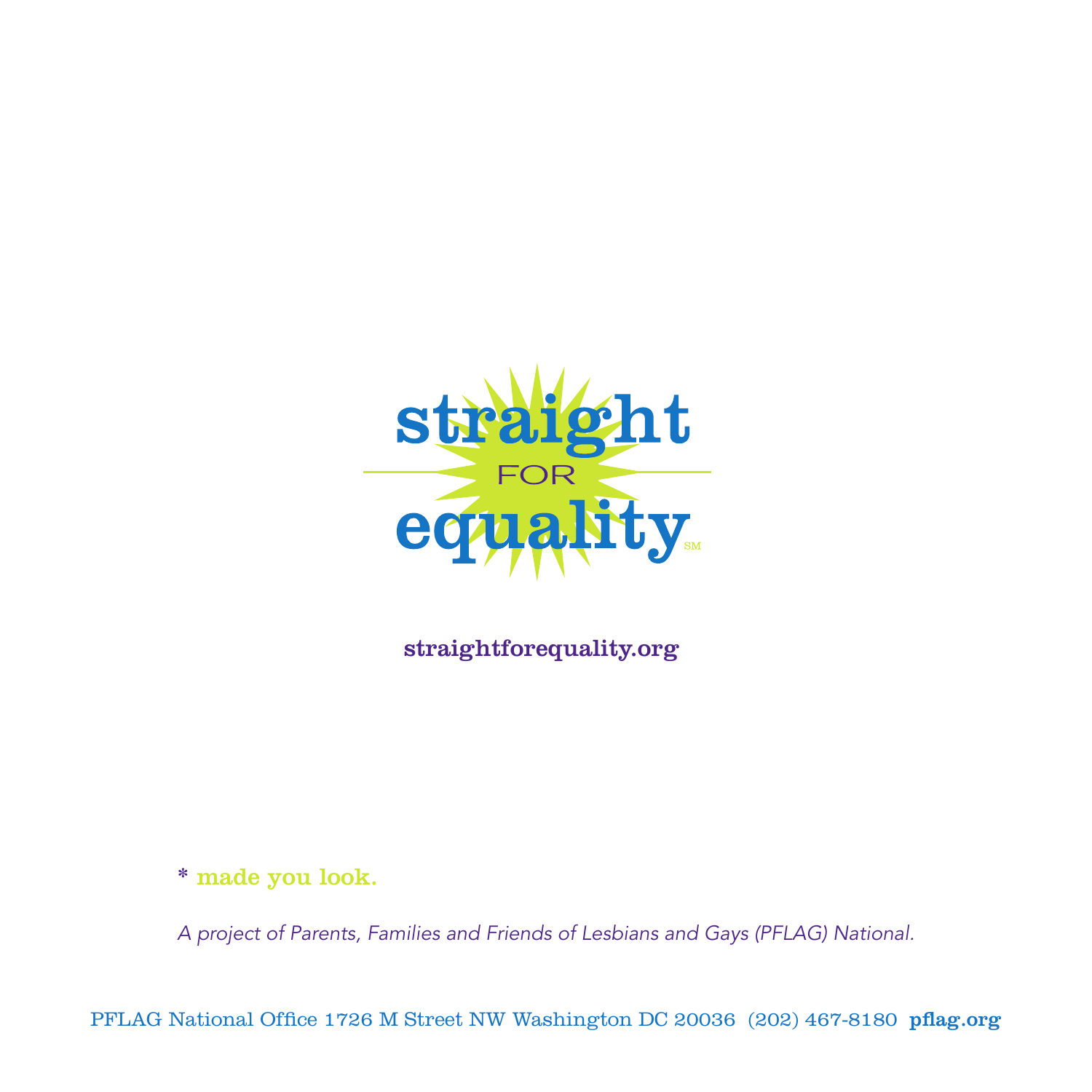straight FOR equality[SM]

straightforequality.org

* made you look.

*A project of Parents, Families and Friends of Lesbians and Gays (PFLAG) National.*

PFLAG National Office 1726 M Street NW Washington DC 20036 (202) 467-8180 **pflag.org**